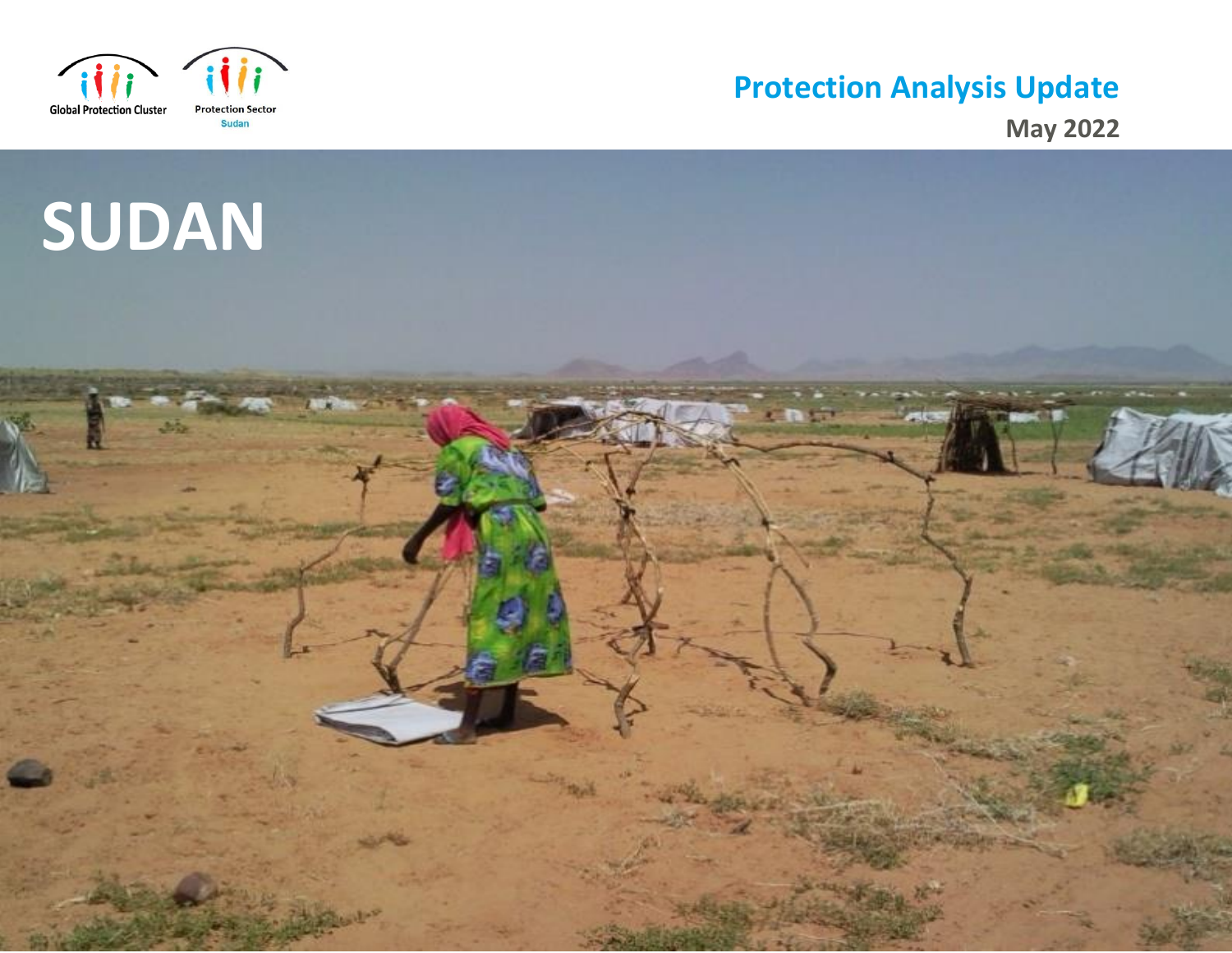Global Protection Cluster

Protection Sector Sudan

# Protection Analysis Update

May 2022

# SUDAN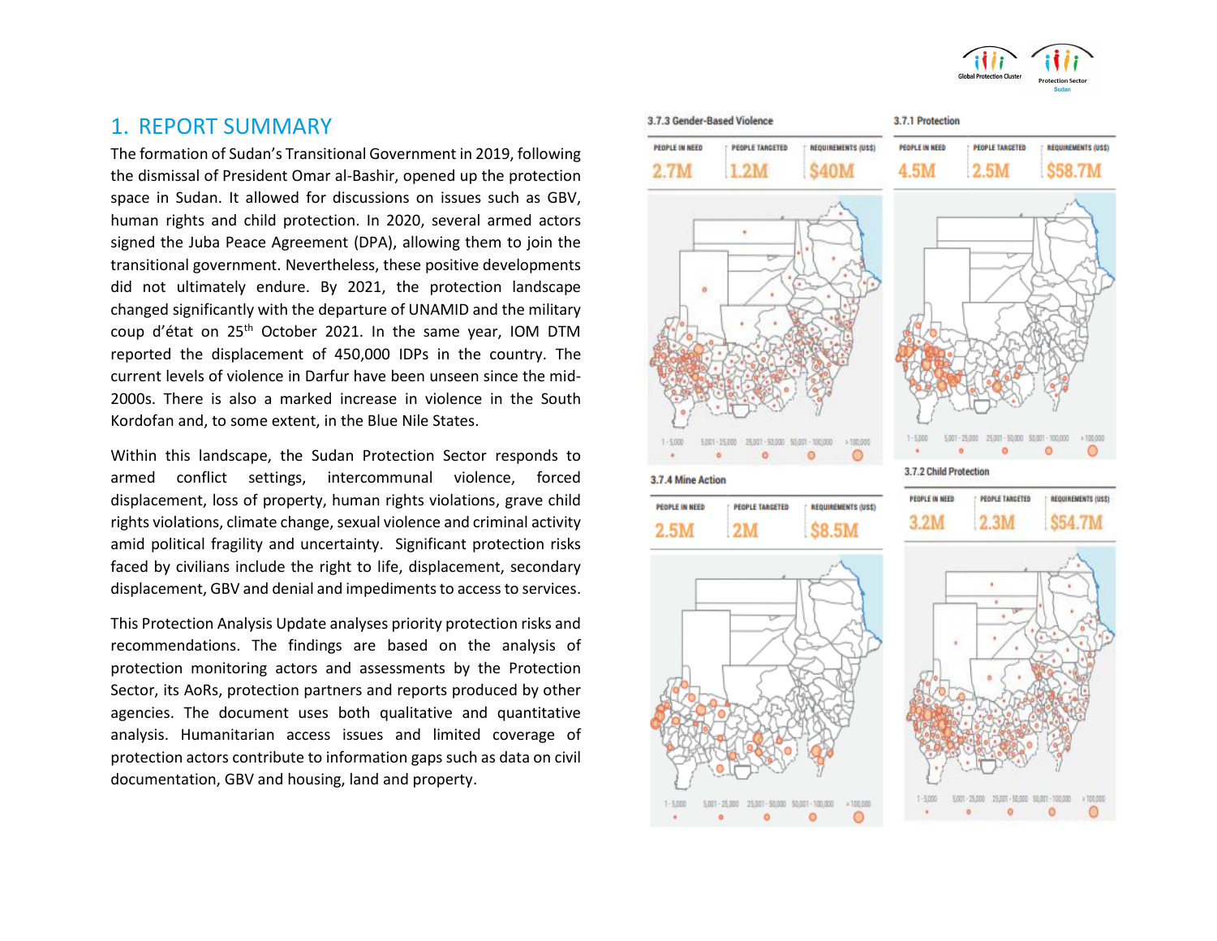# 1. REPORT SUMMARY

The formation of Sudan's Transitional Government in 2019, following the dismissal of President Omar al-Bashir, opened up the protection space in Sudan. It allowed for discussions on issues such as GBV, human rights and child protection. In 2020, several armed actors signed the Juba Peace Agreement (DPA), allowing them to join the transitional government. Nevertheless, these positive developments did not ultimately endure. By 2021, the protection landscape changed significantly with the departure of UNAMID and the military coup d'état on 25th October 2021. In the same year, IOM DTM reported the displacement of 450,000 IDPs in the country. The current levels of violence in Darfur have been unseen since the mid-2000s. There is also a marked increase in violence in the South Kordofan and, to some extent, in the Blue Nile States.

Within this landscape, the Sudan Protection Sector responds to armed conflict settings, intercommunal violence, forced displacement, loss of property, human rights violations, grave child rights violations, climate change, sexual violence and criminal activity amid political fragility and uncertainty. Significant protection risks faced by civilians include the right to life, displacement, secondary displacement, GBV and denial and impediments to access to services.

This Protection Analysis Update analyses priority protection risks and recommendations. The findings are based on the analysis of protection monitoring actors and assessments by the Protection Sector, its AoRs, protection partners and reports produced by other agencies. The document uses both qualitative and quantitative analysis. Humanitarian access issues and limited coverage of protection actors contribute to information gaps such as data on civil documentation, GBV and housing, land and property.

**3.7.3 Gender-Based Violence**

| PEOPLE IN NEED | PEOPLE TARGETED | REQUIREMENTS (US$) |
|---|---|---|
| 2.7M | 1.2M | $40M |

**3.7.1 Protection**

| PEOPLE IN NEED | PEOPLE TARGETED | REQUIREMENTS (US$) |
|---|---|---|
| 4.5M | 2.5M | $58.7M |

**3.7.4 Mine Action**

| PEOPLE IN NEED | PEOPLE TARGETED | REQUIREMENTS (US$) |
|---|---|---|
| 2.5M | 2M | $8.5M |

**3.7.2 Child Protection**

| PEOPLE IN NEED | PEOPLE TARGETED | REQUIREMENTS (US$) |
|---|---|---|
| 3.2M | 2.3M | $54.7M |

Map legend: 1 - 5,000; 5,001 - 25,000; 25,001 - 50,000; 50,001 - 100,000; > 100,000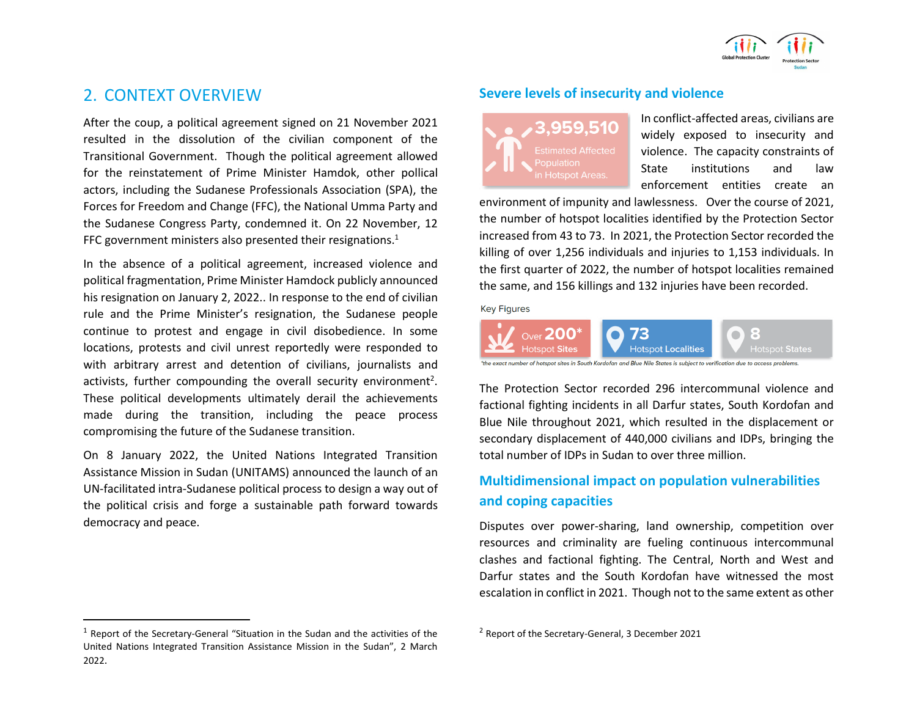## 2. CONTEXT OVERVIEW

After the coup, a political agreement signed on 21 November 2021 resulted in the dissolution of the civilian component of the Transitional Government. Though the political agreement allowed for the reinstatement of Prime Minister Hamdok, other pollical actors, including the Sudanese Professionals Association (SPA), the Forces for Freedom and Change (FFC), the National Umma Party and the Sudanese Congress Party, condemned it. On 22 November, 12 FFC government ministers also presented their resignations.[1]

In the absence of a political agreement, increased violence and political fragmentation, Prime Minister Hamdock publicly announced his resignation on January 2, 2022.. In response to the end of civilian rule and the Prime Minister's resignation, the Sudanese people continue to protest and engage in civil disobedience. In some locations, protests and civil unrest reportedly were responded to with arbitrary arrest and detention of civilians, journalists and activists, further compounding the overall security environment[2]. These political developments ultimately derail the achievements made during the transition, including the peace process compromising the future of the Sudanese transition.

On 8 January 2022, the United Nations Integrated Transition Assistance Mission in Sudan (UNITAMS) announced the launch of an UN-facilitated intra-Sudanese political process to design a way out of the political crisis and forge a sustainable path forward towards democracy and peace.

### Severe levels of insecurity and violence

**3,959,510** Estimated Affected Population in Hotspot Areas.

In conflict-affected areas, civilians are widely exposed to insecurity and violence. The capacity constraints of State institutions and law enforcement entities create an environment of impunity and lawlessness. Over the course of 2021, the number of hotspot localities identified by the Protection Sector increased from 43 to 73. In 2021, the Protection Sector recorded the killing of over 1,256 individuals and injuries to 1,153 individuals. In the first quarter of 2022, the number of hotspot localities remained the same, and 156 killings and 132 injuries have been recorded.

Key Figures

| Over 200* | 73 | 8 |
|---|---|---|
| Hotspot Sites | Hotspot Localities | Hotspot States |

*the exact number of hotspot sites in South Kordofan and Blue Nile States is subject to verification due to access problems.

The Protection Sector recorded 296 intercommunal violence and factional fighting incidents in all Darfur states, South Kordofan and Blue Nile throughout 2021, which resulted in the displacement or secondary displacement of 440,000 civilians and IDPs, bringing the total number of IDPs in Sudan to over three million.

### Multidimensional impact on population vulnerabilities and coping capacities

Disputes over power-sharing, land ownership, competition over resources and criminality are fueling continuous intercommunal clashes and factional fighting. The Central, North and West and Darfur states and the South Kordofan have witnessed the most escalation in conflict in 2021. Though not to the same extent as other

---

[1] Report of the Secretary-General "Situation in the Sudan and the activities of the United Nations Integrated Transition Assistance Mission in the Sudan", 2 March 2022.

[2] Report of the Secretary-General, 3 December 2021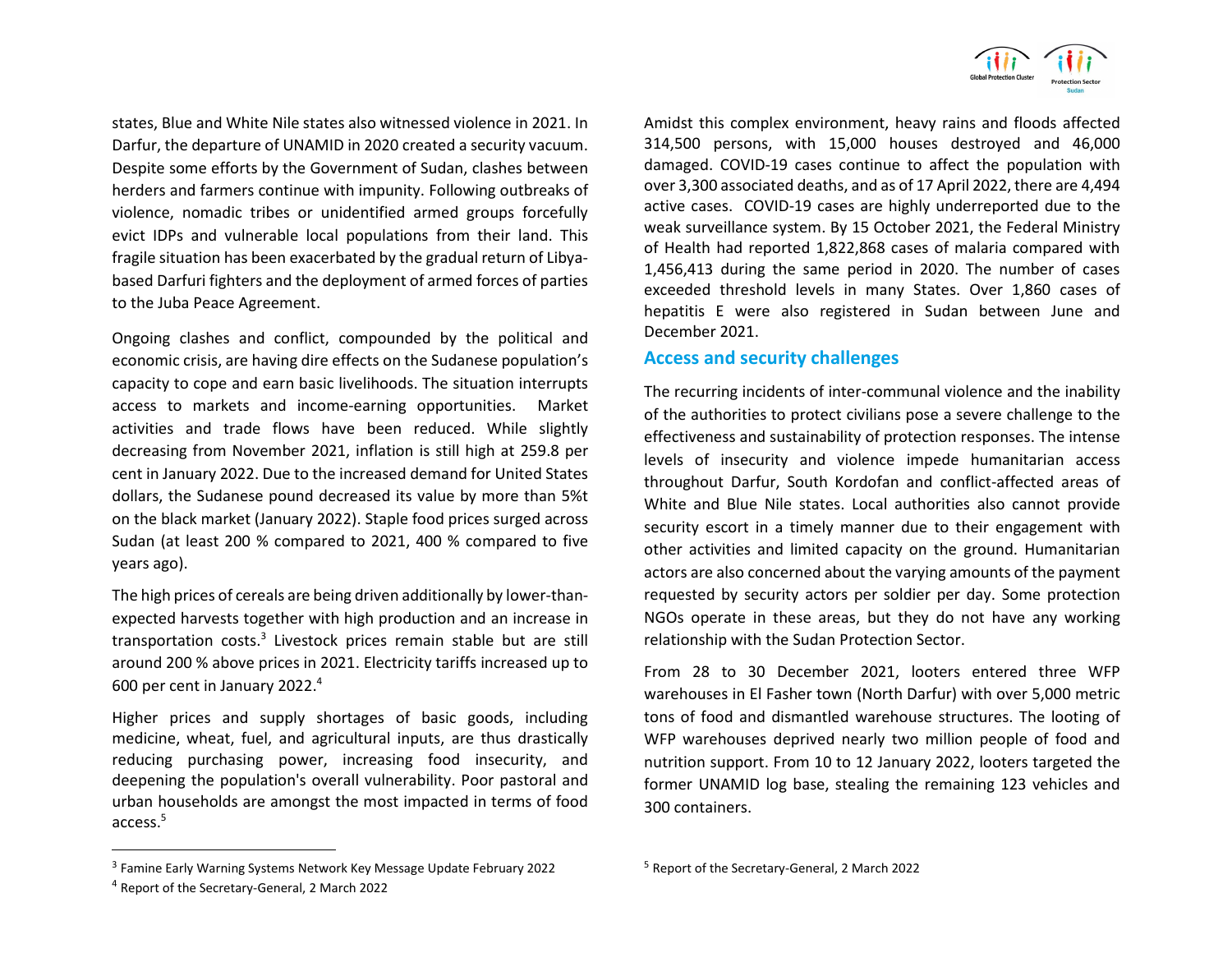states, Blue and White Nile states also witnessed violence in 2021. In Darfur, the departure of UNAMID in 2020 created a security vacuum. Despite some efforts by the Government of Sudan, clashes between herders and farmers continue with impunity. Following outbreaks of violence, nomadic tribes or unidentified armed groups forcefully evict IDPs and vulnerable local populations from their land. This fragile situation has been exacerbated by the gradual return of Libya-based Darfuri fighters and the deployment of armed forces of parties to the Juba Peace Agreement.

Ongoing clashes and conflict, compounded by the political and economic crisis, are having dire effects on the Sudanese population's capacity to cope and earn basic livelihoods. The situation interrupts access to markets and income-earning opportunities. Market activities and trade flows have been reduced. While slightly decreasing from November 2021, inflation is still high at 259.8 per cent in January 2022. Due to the increased demand for United States dollars, the Sudanese pound decreased its value by more than 5%t on the black market (January 2022). Staple food prices surged across Sudan (at least 200 % compared to 2021, 400 % compared to five years ago).

The high prices of cereals are being driven additionally by lower-than-expected harvests together with high production and an increase in transportation costs.[3] Livestock prices remain stable but are still around 200 % above prices in 2021. Electricity tariffs increased up to 600 per cent in January 2022.[4]

Higher prices and supply shortages of basic goods, including medicine, wheat, fuel, and agricultural inputs, are thus drastically reducing purchasing power, increasing food insecurity, and deepening the population's overall vulnerability. Poor pastoral and urban households are amongst the most impacted in terms of food access.[5]

Amidst this complex environment, heavy rains and floods affected 314,500 persons, with 15,000 houses destroyed and 46,000 damaged. COVID-19 cases continue to affect the population with over 3,300 associated deaths, and as of 17 April 2022, there are 4,494 active cases. COVID-19 cases are highly underreported due to the weak surveillance system. By 15 October 2021, the Federal Ministry of Health had reported 1,822,868 cases of malaria compared with 1,456,413 during the same period in 2020. The number of cases exceeded threshold levels in many States. Over 1,860 cases of hepatitis E were also registered in Sudan between June and December 2021.

## Access and security challenges

The recurring incidents of inter-communal violence and the inability of the authorities to protect civilians pose a severe challenge to the effectiveness and sustainability of protection responses. The intense levels of insecurity and violence impede humanitarian access throughout Darfur, South Kordofan and conflict-affected areas of White and Blue Nile states. Local authorities also cannot provide security escort in a timely manner due to their engagement with other activities and limited capacity on the ground. Humanitarian actors are also concerned about the varying amounts of the payment requested by security actors per soldier per day. Some protection NGOs operate in these areas, but they do not have any working relationship with the Sudan Protection Sector.

From 28 to 30 December 2021, looters entered three WFP warehouses in El Fasher town (North Darfur) with over 5,000 metric tons of food and dismantled warehouse structures. The looting of WFP warehouses deprived nearly two million people of food and nutrition support. From 10 to 12 January 2022, looters targeted the former UNAMID log base, stealing the remaining 123 vehicles and 300 containers.

---

[3] Famine Early Warning Systems Network Key Message Update February 2022

[4] Report of the Secretary-General, 2 March 2022

[5] Report of the Secretary-General, 2 March 2022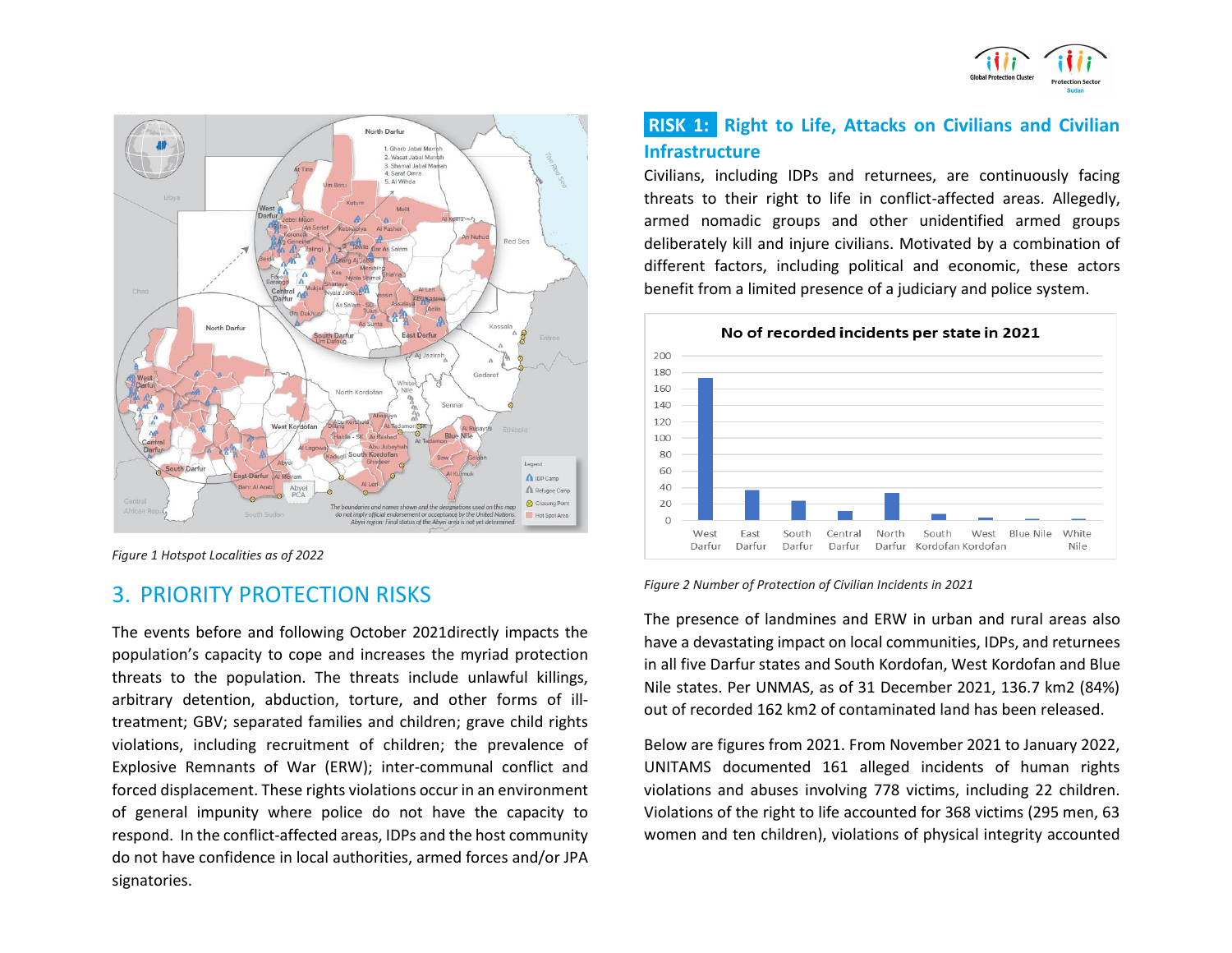Figure 1 Hotspot Localities as of 2022

## 3. PRIORITY PROTECTION RISKS

The events before and following October 2021directly impacts the population's capacity to cope and increases the myriad protection threats to the population. The threats include unlawful killings, arbitrary detention, abduction, torture, and other forms of ill-treatment; GBV; separated families and children; grave child rights violations, including recruitment of children; the prevalence of Explosive Remnants of War (ERW); inter-communal conflict and forced displacement. These rights violations occur in an environment of general impunity where police do not have the capacity to respond. In the conflict-affected areas, IDPs and the host community do not have confidence in local authorities, armed forces and/or JPA signatories.

### RISK 1: Right to Life, Attacks on Civilians and Civilian Infrastructure

Civilians, including IDPs and returnees, are continuously facing threats to their right to life in conflict-affected areas. Allegedly, armed nomadic groups and other unidentified armed groups deliberately kill and injure civilians. Motivated by a combination of different factors, including political and economic, these actors benefit from a limited presence of a judiciary and police system.

**No of recorded incidents per state in 2021**

| State | Incidents (approx.) |
|---|---|
| West Darfur | 173 |
| East Darfur | 37 |
| South Darfur | 24 |
| Central Darfur | 11 |
| North Darfur | 33 |
| South Kordofan | 8 |
| West Kordofan | 3 |
| Blue Nile | 2 |
| White Nile | 2 |

Figure 2 Number of Protection of Civilian Incidents in 2021

The presence of landmines and ERW in urban and rural areas also have a devastating impact on local communities, IDPs, and returnees in all five Darfur states and South Kordofan, West Kordofan and Blue Nile states. Per UNMAS, as of 31 December 2021, 136.7 km2 (84%) out of recorded 162 km2 of contaminated land has been released.

Below are figures from 2021. From November 2021 to January 2022, UNITAMS documented 161 alleged incidents of human rights violations and abuses involving 778 victims, including 22 children. Violations of the right to life accounted for 368 victims (295 men, 63 women and ten children), violations of physical integrity accounted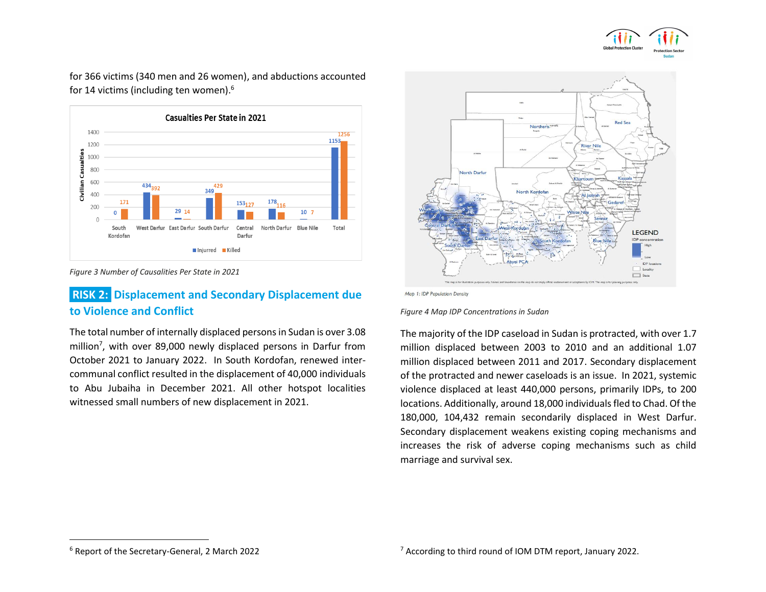for 366 victims (340 men and 26 women), and abductions accounted for 14 victims (including ten women).[6]

**Casualties Per State in 2021**

| State | Injurred | Killed |
|---|---|---|
| South Kordofan | 0 | 171 |
| West Darfur | 434 | 392 |
| East Darfur | 29 | 14 |
| South Darfur | 349 | 429 |
| Central Darfur | 153 | 127 |
| North Darfur | 178 | 116 |
| Blue Nile | 10 | 7 |
| Total | 1153 | 1256 |

*Figure 3 Number of Causalities Per State in 2021*

## RISK 2: Displacement and Secondary Displacement due to Violence and Conflict

The total number of internally displaced persons in Sudan is over 3.08 million[7], with over 89,000 newly displaced persons in Darfur from October 2021 to January 2022. In South Kordofan, renewed inter-communal conflict resulted in the displacement of 40,000 individuals to Abu Jubaiha in December 2021. All other hotspot localities witnessed small numbers of new displacement in 2021.

Map 1: IDP Population Density

*Figure 4 Map IDP Concentrations in Sudan*

The majority of the IDP caseload in Sudan is protracted, with over 1.7 million displaced between 2003 to 2010 and an additional 1.07 million displaced between 2011 and 2017. Secondary displacement of the protracted and newer caseloads is an issue. In 2021, systemic violence displaced at least 440,000 persons, primarily IDPs, to 200 locations. Additionally, around 18,000 individuals fled to Chad. Of the 180,000, 104,432 remain secondarily displaced in West Darfur. Secondary displacement weakens existing coping mechanisms and increases the risk of adverse coping mechanisms such as child marriage and survival sex.

---

[6] Report of the Secretary-General, 2 March 2022

[7] According to third round of IOM DTM report, January 2022.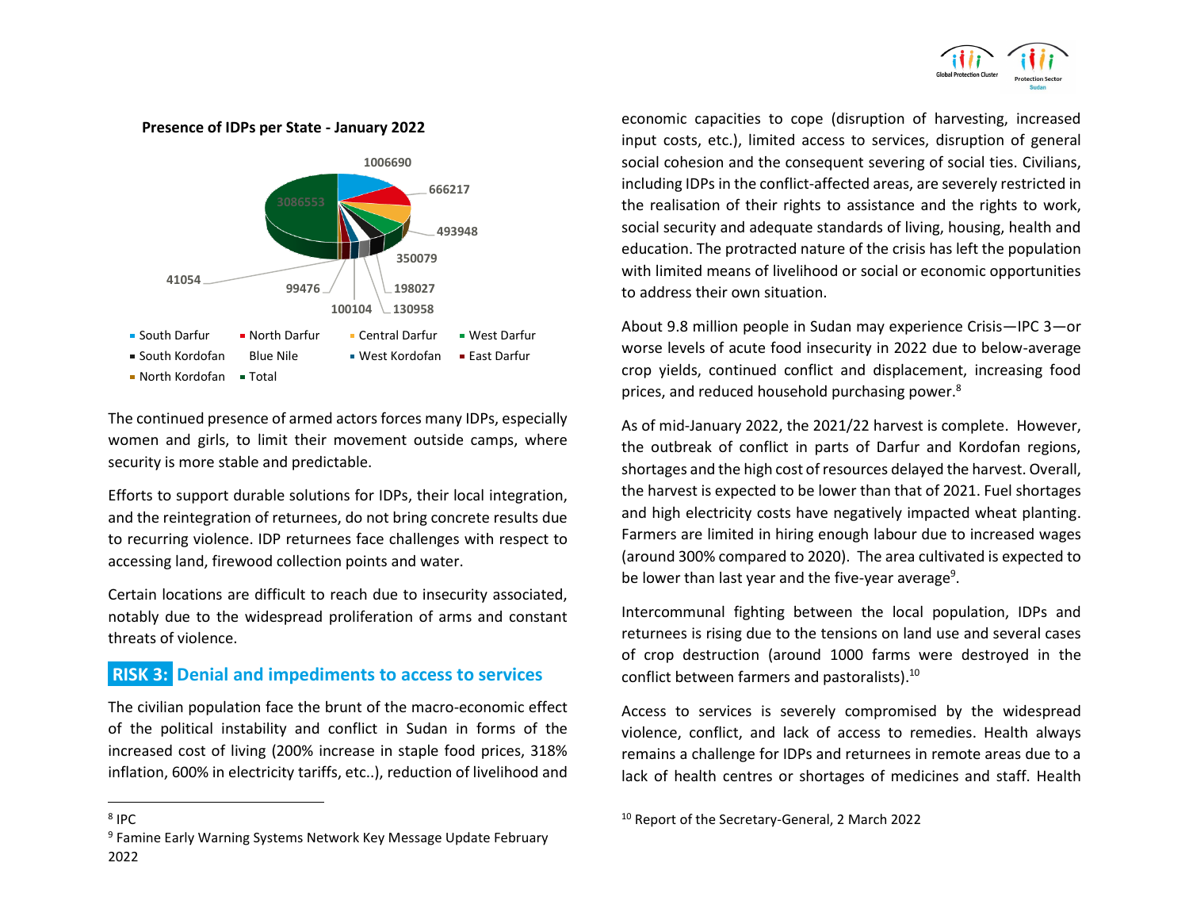**Presence of IDPs per State - January 2022**

1006690
666217
493948
350079
198027
130958
100104
99476
41054
3086553

- South Darfur
- North Darfur
- Central Darfur
- West Darfur
- South Kordofan
- Blue Nile
- West Kordofan
- East Darfur
- North Kordofan
- Total

The continued presence of armed actors forces many IDPs, especially women and girls, to limit their movement outside camps, where security is more stable and predictable.

Efforts to support durable solutions for IDPs, their local integration, and the reintegration of returnees, do not bring concrete results due to recurring violence. IDP returnees face challenges with respect to accessing land, firewood collection points and water.

Certain locations are difficult to reach due to insecurity associated, notably due to the widespread proliferation of arms and constant threats of violence.

## RISK 3: Denial and impediments to access to services

The civilian population face the brunt of the macro-economic effect of the political instability and conflict in Sudan in forms of the increased cost of living (200% increase in staple food prices, 318% inflation, 600% in electricity tariffs, etc..), reduction of livelihood and economic capacities to cope (disruption of harvesting, increased input costs, etc.), limited access to services, disruption of general social cohesion and the consequent severing of social ties. Civilians, including IDPs in the conflict-affected areas, are severely restricted in the realisation of their rights to assistance and the rights to work, social security and adequate standards of living, housing, health and education. The protracted nature of the crisis has left the population with limited means of livelihood or social or economic opportunities to address their own situation.

About 9.8 million people in Sudan may experience Crisis—IPC 3—or worse levels of acute food insecurity in 2022 due to below-average crop yields, continued conflict and displacement, increasing food prices, and reduced household purchasing power.[8]

As of mid-January 2022, the 2021/22 harvest is complete. However, the outbreak of conflict in parts of Darfur and Kordofan regions, shortages and the high cost of resources delayed the harvest. Overall, the harvest is expected to be lower than that of 2021. Fuel shortages and high electricity costs have negatively impacted wheat planting. Farmers are limited in hiring enough labour due to increased wages (around 300% compared to 2020). The area cultivated is expected to be lower than last year and the five-year average[9].

Intercommunal fighting between the local population, IDPs and returnees is rising due to the tensions on land use and several cases of crop destruction (around 1000 farms were destroyed in the conflict between farmers and pastoralists).[10]

Access to services is severely compromised by the widespread violence, conflict, and lack of access to remedies. Health always remains a challenge for IDPs and returnees in remote areas due to a lack of health centres or shortages of medicines and staff. Health

---

[8] IPC

[9] Famine Early Warning Systems Network Key Message Update February 2022

[10] Report of the Secretary-General, 2 March 2022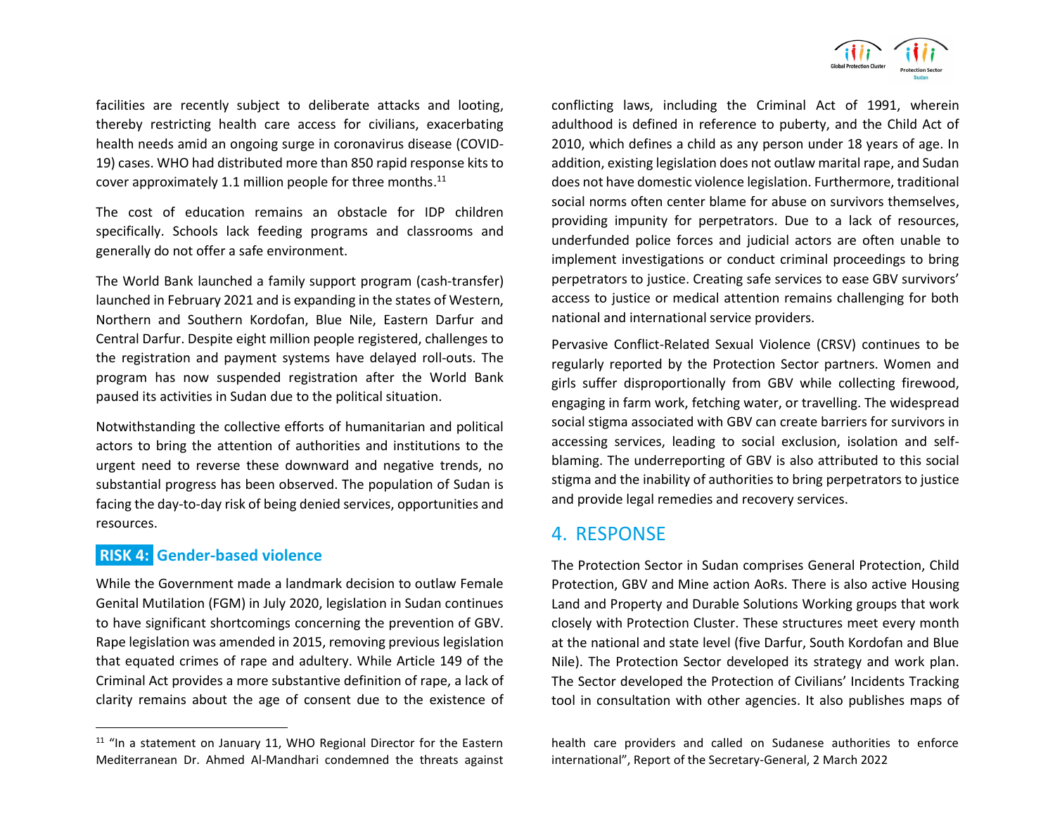facilities are recently subject to deliberate attacks and looting, thereby restricting health care access for civilians, exacerbating health needs amid an ongoing surge in coronavirus disease (COVID-19) cases. WHO had distributed more than 850 rapid response kits to cover approximately 1.1 million people for three months.[11]

The cost of education remains an obstacle for IDP children specifically. Schools lack feeding programs and classrooms and generally do not offer a safe environment.

The World Bank launched a family support program (cash-transfer) launched in February 2021 and is expanding in the states of Western, Northern and Southern Kordofan, Blue Nile, Eastern Darfur and Central Darfur. Despite eight million people registered, challenges to the registration and payment systems have delayed roll-outs. The program has now suspended registration after the World Bank paused its activities in Sudan due to the political situation.

Notwithstanding the collective efforts of humanitarian and political actors to bring the attention of authorities and institutions to the urgent need to reverse these downward and negative trends, no substantial progress has been observed. The population of Sudan is facing the day-to-day risk of being denied services, opportunities and resources.

### RISK 4: Gender-based violence

While the Government made a landmark decision to outlaw Female Genital Mutilation (FGM) in July 2020, legislation in Sudan continues to have significant shortcomings concerning the prevention of GBV. Rape legislation was amended in 2015, removing previous legislation that equated crimes of rape and adultery. While Article 149 of the Criminal Act provides a more substantive definition of rape, a lack of clarity remains about the age of consent due to the existence of conflicting laws, including the Criminal Act of 1991, wherein adulthood is defined in reference to puberty, and the Child Act of 2010, which defines a child as any person under 18 years of age. In addition, existing legislation does not outlaw marital rape, and Sudan does not have domestic violence legislation. Furthermore, traditional social norms often center blame for abuse on survivors themselves, providing impunity for perpetrators. Due to a lack of resources, underfunded police forces and judicial actors are often unable to implement investigations or conduct criminal proceedings to bring perpetrators to justice. Creating safe services to ease GBV survivors' access to justice or medical attention remains challenging for both national and international service providers.

Pervasive Conflict-Related Sexual Violence (CRSV) continues to be regularly reported by the Protection Sector partners. Women and girls suffer disproportionally from GBV while collecting firewood, engaging in farm work, fetching water, or travelling. The widespread social stigma associated with GBV can create barriers for survivors in accessing services, leading to social exclusion, isolation and self-blaming. The underreporting of GBV is also attributed to this social stigma and the inability of authorities to bring perpetrators to justice and provide legal remedies and recovery services.

## 4. RESPONSE

The Protection Sector in Sudan comprises General Protection, Child Protection, GBV and Mine action AoRs. There is also active Housing Land and Property and Durable Solutions Working groups that work closely with Protection Cluster. These structures meet every month at the national and state level (five Darfur, South Kordofan and Blue Nile). The Protection Sector developed its strategy and work plan. The Sector developed the Protection of Civilians' Incidents Tracking tool in consultation with other agencies. It also publishes maps of

---

[11] "In a statement on January 11, WHO Regional Director for the Eastern Mediterranean Dr. Ahmed Al-Mandhari condemned the threats against health care providers and called on Sudanese authorities to enforce international", Report of the Secretary-General, 2 March 2022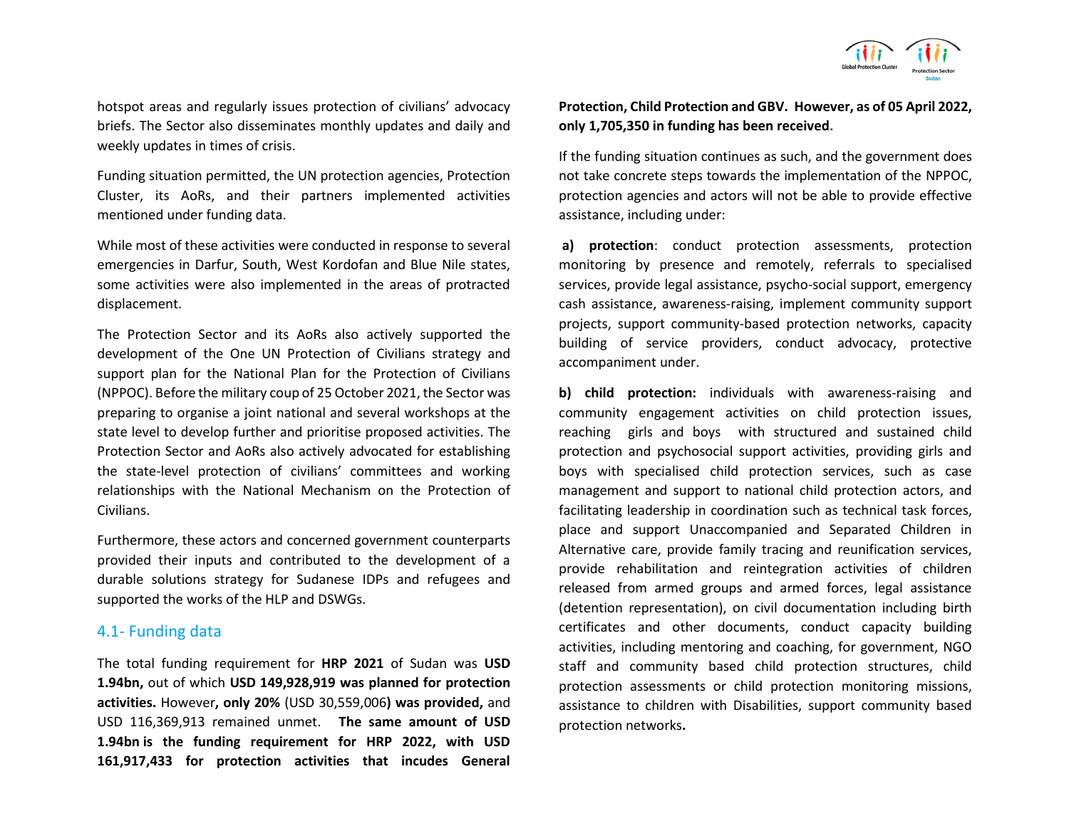hotspot areas and regularly issues protection of civilians' advocacy briefs. The Sector also disseminates monthly updates and daily and weekly updates in times of crisis.

Funding situation permitted, the UN protection agencies, Protection Cluster, its AoRs, and their partners implemented activities mentioned under funding data.

While most of these activities were conducted in response to several emergencies in Darfur, South, West Kordofan and Blue Nile states, some activities were also implemented in the areas of protracted displacement.

The Protection Sector and its AoRs also actively supported the development of the One UN Protection of Civilians strategy and support plan for the National Plan for the Protection of Civilians (NPPOC). Before the military coup of 25 October 2021, the Sector was preparing to organise a joint national and several workshops at the state level to develop further and prioritise proposed activities. The Protection Sector and AoRs also actively advocated for establishing the state-level protection of civilians' committees and working relationships with the National Mechanism on the Protection of Civilians.

Furthermore, these actors and concerned government counterparts provided their inputs and contributed to the development of a durable solutions strategy for Sudanese IDPs and refugees and supported the works of the HLP and DSWGs.

## 4.1- Funding data

The total funding requirement for **HRP 2021** of Sudan was **USD 1.94bn,** out of which **USD 149,928,919 was planned for protection activities.** However**, only 20%** (USD 30,559,006**) was provided,** and USD 116,369,913 remained unmet. **The same amount of USD 1.94bn is the funding requirement for HRP 2022, with USD 161,917,433 for protection activities that incudes General Protection, Child Protection and GBV. However, as of 05 April 2022, only 1,705,350 in funding has been received.**

If the funding situation continues as such, and the government does not take concrete steps towards the implementation of the NPPOC, protection agencies and actors will not be able to provide effective assistance, including under:

**a) protection**: conduct protection assessments, protection monitoring by presence and remotely, referrals to specialised services, provide legal assistance, psycho-social support, emergency cash assistance, awareness-raising, implement community support projects, support community-based protection networks, capacity building of service providers, conduct advocacy, protective accompaniment under.

**b) child protection:** individuals with awareness-raising and community engagement activities on child protection issues, reaching girls and boys with structured and sustained child protection and psychosocial support activities, providing girls and boys with specialised child protection services, such as case management and support to national child protection actors, and facilitating leadership in coordination such as technical task forces, place and support Unaccompanied and Separated Children in Alternative care, provide family tracing and reunification services, provide rehabilitation and reintegration activities of children released from armed groups and armed forces, legal assistance (detention representation), on civil documentation including birth certificates and other documents, conduct capacity building activities, including mentoring and coaching, for government, NGO staff and community based child protection structures, child protection assessments or child protection monitoring missions, assistance to children with Disabilities, support community based protection networks**.**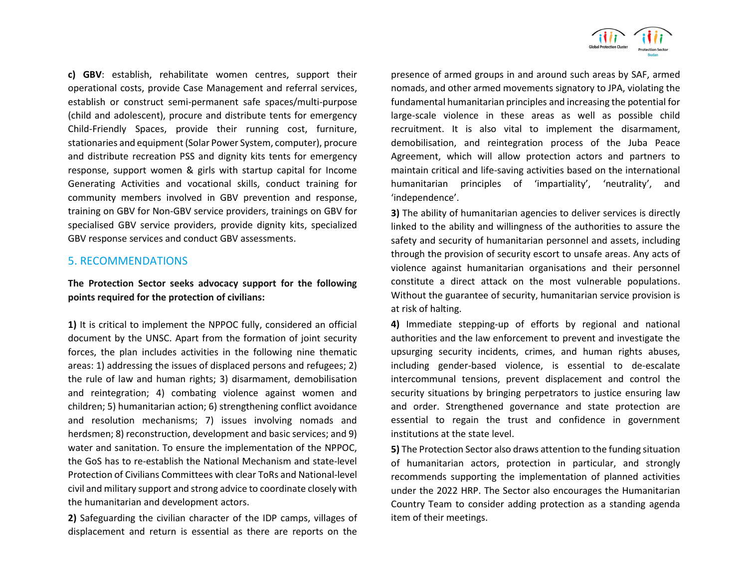**c) GBV**: establish, rehabilitate women centres, support their operational costs, provide Case Management and referral services, establish or construct semi-permanent safe spaces/multi-purpose (child and adolescent), procure and distribute tents for emergency Child-Friendly Spaces, provide their running cost, furniture, stationaries and equipment (Solar Power System, computer), procure and distribute recreation PSS and dignity kits tents for emergency response, support women & girls with startup capital for Income Generating Activities and vocational skills, conduct training for community members involved in GBV prevention and response, training on GBV for Non-GBV service providers, trainings on GBV for specialised GBV service providers, provide dignity kits, specialized GBV response services and conduct GBV assessments.

## 5. RECOMMENDATIONS

**The Protection Sector seeks advocacy support for the following points required for the protection of civilians:**

**1)** It is critical to implement the NPPOC fully, considered an official document by the UNSC. Apart from the formation of joint security forces, the plan includes activities in the following nine thematic areas: 1) addressing the issues of displaced persons and refugees; 2) the rule of law and human rights; 3) disarmament, demobilisation and reintegration; 4) combating violence against women and children; 5) humanitarian action; 6) strengthening conflict avoidance and resolution mechanisms; 7) issues involving nomads and herdsmen; 8) reconstruction, development and basic services; and 9) water and sanitation. To ensure the implementation of the NPPOC, the GoS has to re-establish the National Mechanism and state-level Protection of Civilians Committees with clear ToRs and National-level civil and military support and strong advice to coordinate closely with the humanitarian and development actors.

**2)** Safeguarding the civilian character of the IDP camps, villages of displacement and return is essential as there are reports on the presence of armed groups in and around such areas by SAF, armed nomads, and other armed movements signatory to JPA, violating the fundamental humanitarian principles and increasing the potential for large-scale violence in these areas as well as possible child recruitment. It is also vital to implement the disarmament, demobilisation, and reintegration process of the Juba Peace Agreement, which will allow protection actors and partners to maintain critical and life-saving activities based on the international humanitarian principles of 'impartiality', 'neutrality', and 'independence'.

**3)** The ability of humanitarian agencies to deliver services is directly linked to the ability and willingness of the authorities to assure the safety and security of humanitarian personnel and assets, including through the provision of security escort to unsafe areas. Any acts of violence against humanitarian organisations and their personnel constitute a direct attack on the most vulnerable populations. Without the guarantee of security, humanitarian service provision is at risk of halting.

**4)** Immediate stepping-up of efforts by regional and national authorities and the law enforcement to prevent and investigate the upsurging security incidents, crimes, and human rights abuses, including gender-based violence, is essential to de-escalate intercommunal tensions, prevent displacement and control the security situations by bringing perpetrators to justice ensuring law and order. Strengthened governance and state protection are essential to regain the trust and confidence in government institutions at the state level.

**5)** The Protection Sector also draws attention to the funding situation of humanitarian actors, protection in particular, and strongly recommends supporting the implementation of planned activities under the 2022 HRP. The Sector also encourages the Humanitarian Country Team to consider adding protection as a standing agenda item of their meetings.